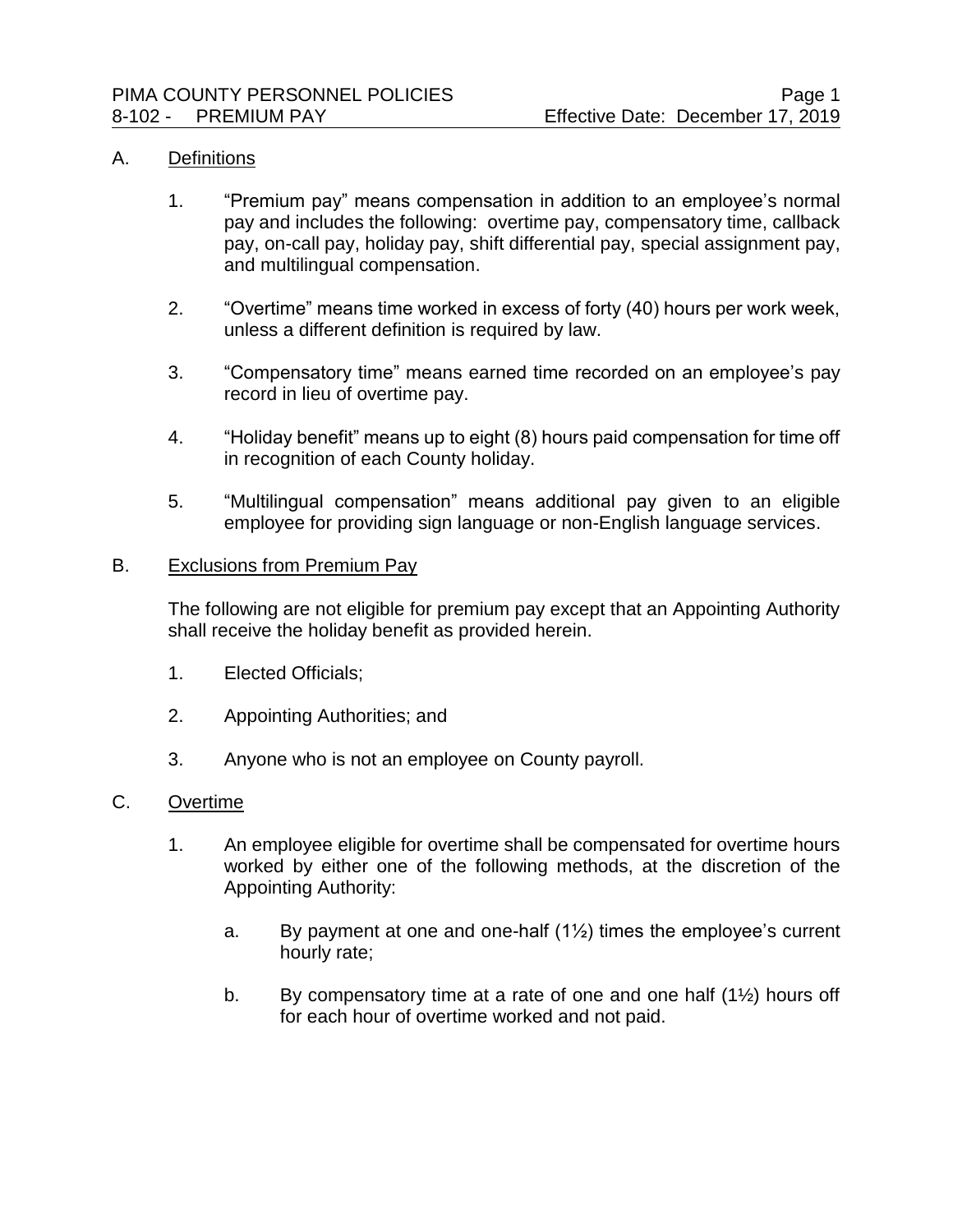# PIMA COUNTY PERSONNEL POLICIES

## 8-102 - PREMIUM PAY

Effective Date: December 17, 2019

### A. Definitions

1. "Premium pay" means compensation in addition to an employee's normal pay and includes the following: overtime pay, compensatory time, callback pay, on-call pay, holiday pay, shift differential pay, special assignment pay, and multilingual compensation.

2. "Overtime" means time worked in excess of forty (40) hours per work week, unless a different definition is required by law.

3. "Compensatory time" means earned time recorded on an employee's pay record in lieu of overtime pay.

4. "Holiday benefit" means up to eight (8) hours paid compensation for time off in recognition of each County holiday.

5. "Multilingual compensation" means additional pay given to an eligible employee for providing sign language or non-English language services.

### B. Exclusions from Premium Pay

The following are not eligible for premium pay except that an Appointing Authority shall receive the holiday benefit as provided herein.

1. Elected Officials;

2. Appointing Authorities; and

3. Anyone who is not an employee on County payroll.

### C. Overtime

1. An employee eligible for overtime shall be compensated for overtime hours worked by either one of the following methods, at the discretion of the Appointing Authority:

   a. By payment at one and one-half (1½) times the employee's current hourly rate;

   b. By compensatory time at a rate of one and one half (1½) hours off for each hour of overtime worked and not paid.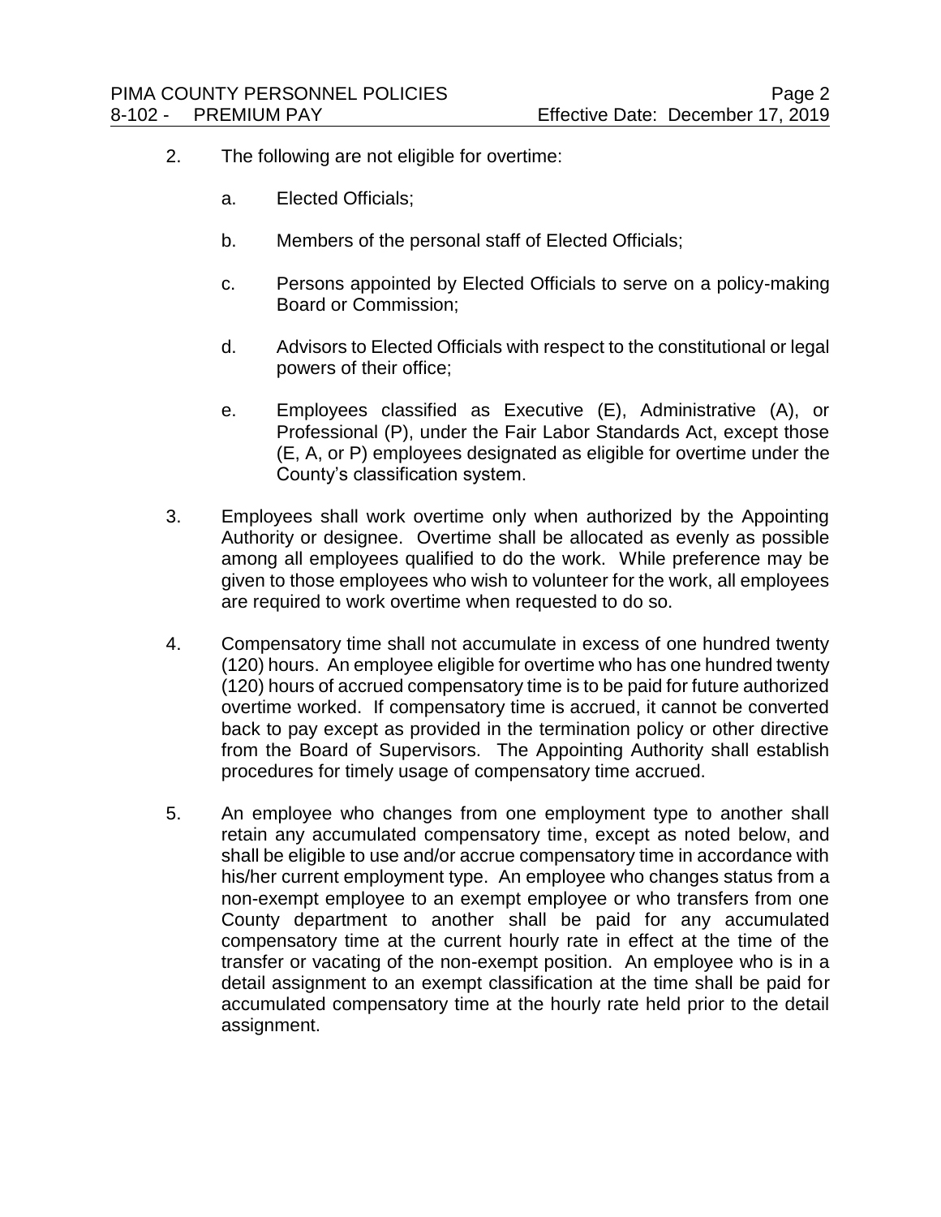2. The following are not eligible for overtime:

   a. Elected Officials;

   b. Members of the personal staff of Elected Officials;

   c. Persons appointed by Elected Officials to serve on a policy-making Board or Commission;

   d. Advisors to Elected Officials with respect to the constitutional or legal powers of their office;

   e. Employees classified as Executive (E), Administrative (A), or Professional (P), under the Fair Labor Standards Act, except those (E, A, or P) employees designated as eligible for overtime under the County's classification system.

3. Employees shall work overtime only when authorized by the Appointing Authority or designee. Overtime shall be allocated as evenly as possible among all employees qualified to do the work. While preference may be given to those employees who wish to volunteer for the work, all employees are required to work overtime when requested to do so.

4. Compensatory time shall not accumulate in excess of one hundred twenty (120) hours. An employee eligible for overtime who has one hundred twenty (120) hours of accrued compensatory time is to be paid for future authorized overtime worked. If compensatory time is accrued, it cannot be converted back to pay except as provided in the termination policy or other directive from the Board of Supervisors. The Appointing Authority shall establish procedures for timely usage of compensatory time accrued.

5. An employee who changes from one employment type to another shall retain any accumulated compensatory time, except as noted below, and shall be eligible to use and/or accrue compensatory time in accordance with his/her current employment type. An employee who changes status from a non-exempt employee to an exempt employee or who transfers from one County department to another shall be paid for any accumulated compensatory time at the current hourly rate in effect at the time of the transfer or vacating of the non-exempt position. An employee who is in a detail assignment to an exempt classification at the time shall be paid for accumulated compensatory time at the hourly rate held prior to the detail assignment.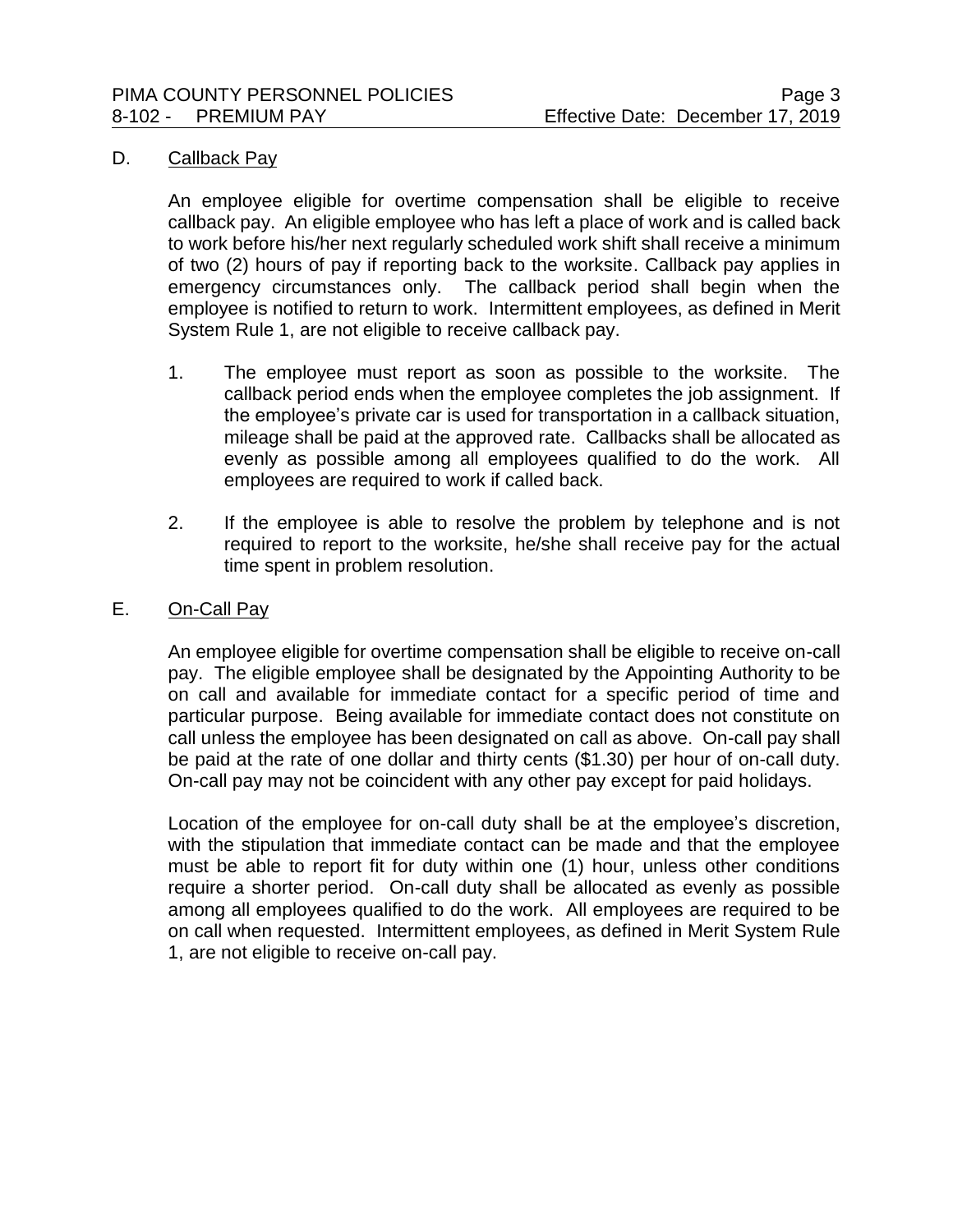### D. Callback Pay

An employee eligible for overtime compensation shall be eligible to receive callback pay. An eligible employee who has left a place of work and is called back to work before his/her next regularly scheduled work shift shall receive a minimum of two (2) hours of pay if reporting back to the worksite. Callback pay applies in emergency circumstances only. The callback period shall begin when the employee is notified to return to work. Intermittent employees, as defined in Merit System Rule 1, are not eligible to receive callback pay.

1. The employee must report as soon as possible to the worksite. The callback period ends when the employee completes the job assignment. If the employee's private car is used for transportation in a callback situation, mileage shall be paid at the approved rate. Callbacks shall be allocated as evenly as possible among all employees qualified to do the work. All employees are required to work if called back.

2. If the employee is able to resolve the problem by telephone and is not required to report to the worksite, he/she shall receive pay for the actual time spent in problem resolution.

### E. On-Call Pay

An employee eligible for overtime compensation shall be eligible to receive on-call pay. The eligible employee shall be designated by the Appointing Authority to be on call and available for immediate contact for a specific period of time and particular purpose. Being available for immediate contact does not constitute on call unless the employee has been designated on call as above. On-call pay shall be paid at the rate of one dollar and thirty cents ($1.30) per hour of on-call duty. On-call pay may not be coincident with any other pay except for paid holidays.

Location of the employee for on-call duty shall be at the employee's discretion, with the stipulation that immediate contact can be made and that the employee must be able to report fit for duty within one (1) hour, unless other conditions require a shorter period. On-call duty shall be allocated as evenly as possible among all employees qualified to do the work. All employees are required to be on call when requested. Intermittent employees, as defined in Merit System Rule 1, are not eligible to receive on-call pay.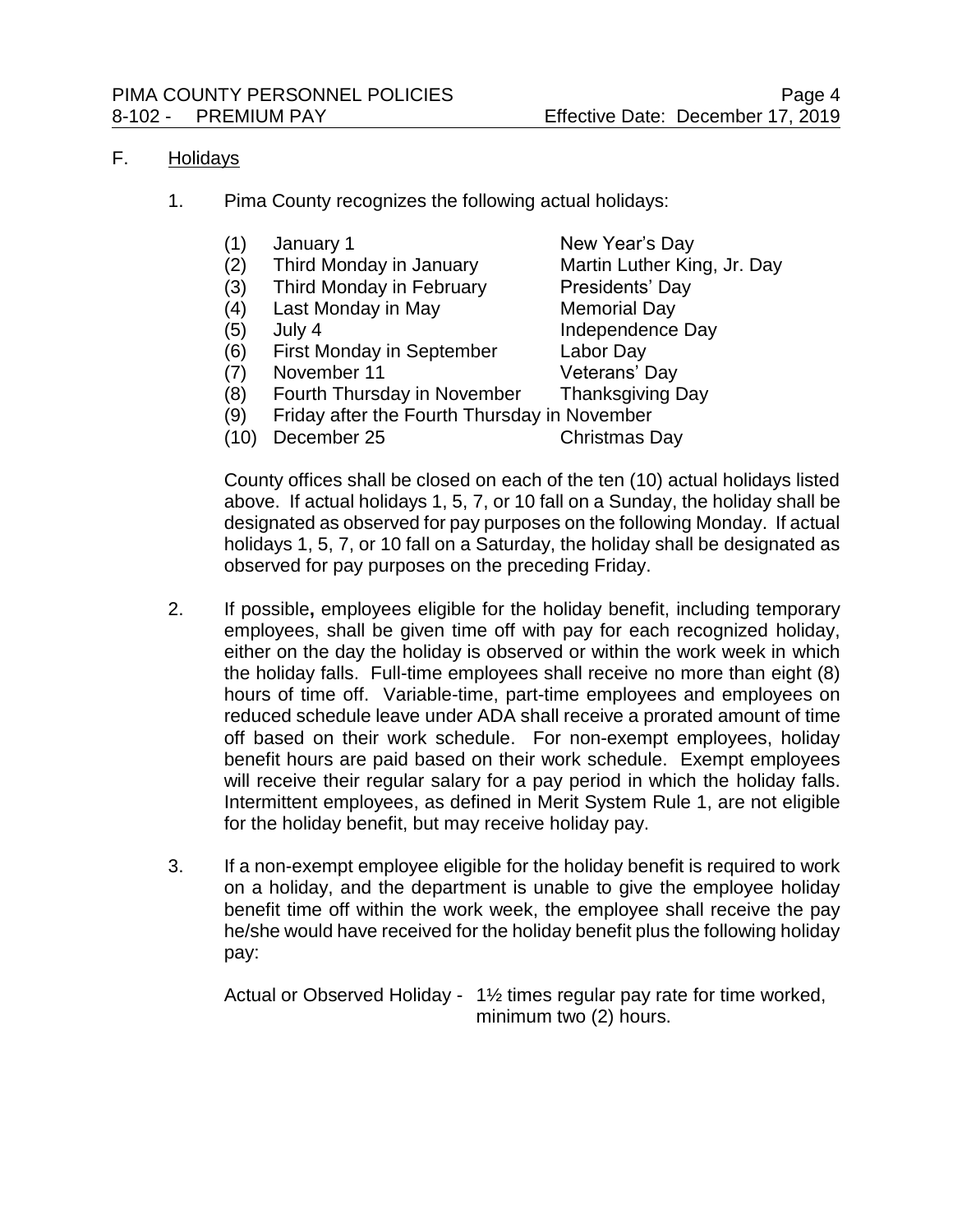## F. Holidays

1. Pima County recognizes the following actual holidays:

| | | |
|---|---|---|
| (1) | January 1 | New Year's Day |
| (2) | Third Monday in January | Martin Luther King, Jr. Day |
| (3) | Third Monday in February | Presidents' Day |
| (4) | Last Monday in May | Memorial Day |
| (5) | July 4 | Independence Day |
| (6) | First Monday in September | Labor Day |
| (7) | November 11 | Veterans' Day |
| (8) | Fourth Thursday in November | Thanksgiving Day |
| (9) | Friday after the Fourth Thursday in November | |
| (10) | December 25 | Christmas Day |

   County offices shall be closed on each of the ten (10) actual holidays listed above. If actual holidays 1, 5, 7, or 10 fall on a Sunday, the holiday shall be designated as observed for pay purposes on the following Monday. If actual holidays 1, 5, 7, or 10 fall on a Saturday, the holiday shall be designated as observed for pay purposes on the preceding Friday.

2. If possible**,** employees eligible for the holiday benefit, including temporary employees, shall be given time off with pay for each recognized holiday, either on the day the holiday is observed or within the work week in which the holiday falls. Full-time employees shall receive no more than eight (8) hours of time off. Variable-time, part-time employees and employees on reduced schedule leave under ADA shall receive a prorated amount of time off based on their work schedule. For non-exempt employees, holiday benefit hours are paid based on their work schedule. Exempt employees will receive their regular salary for a pay period in which the holiday falls. Intermittent employees, as defined in Merit System Rule 1, are not eligible for the holiday benefit, but may receive holiday pay.

3. If a non-exempt employee eligible for the holiday benefit is required to work on a holiday, and the department is unable to give the employee holiday benefit time off within the work week, the employee shall receive the pay he/she would have received for the holiday benefit plus the following holiday pay:

   Actual or Observed Holiday - 1½ times regular pay rate for time worked, minimum two (2) hours.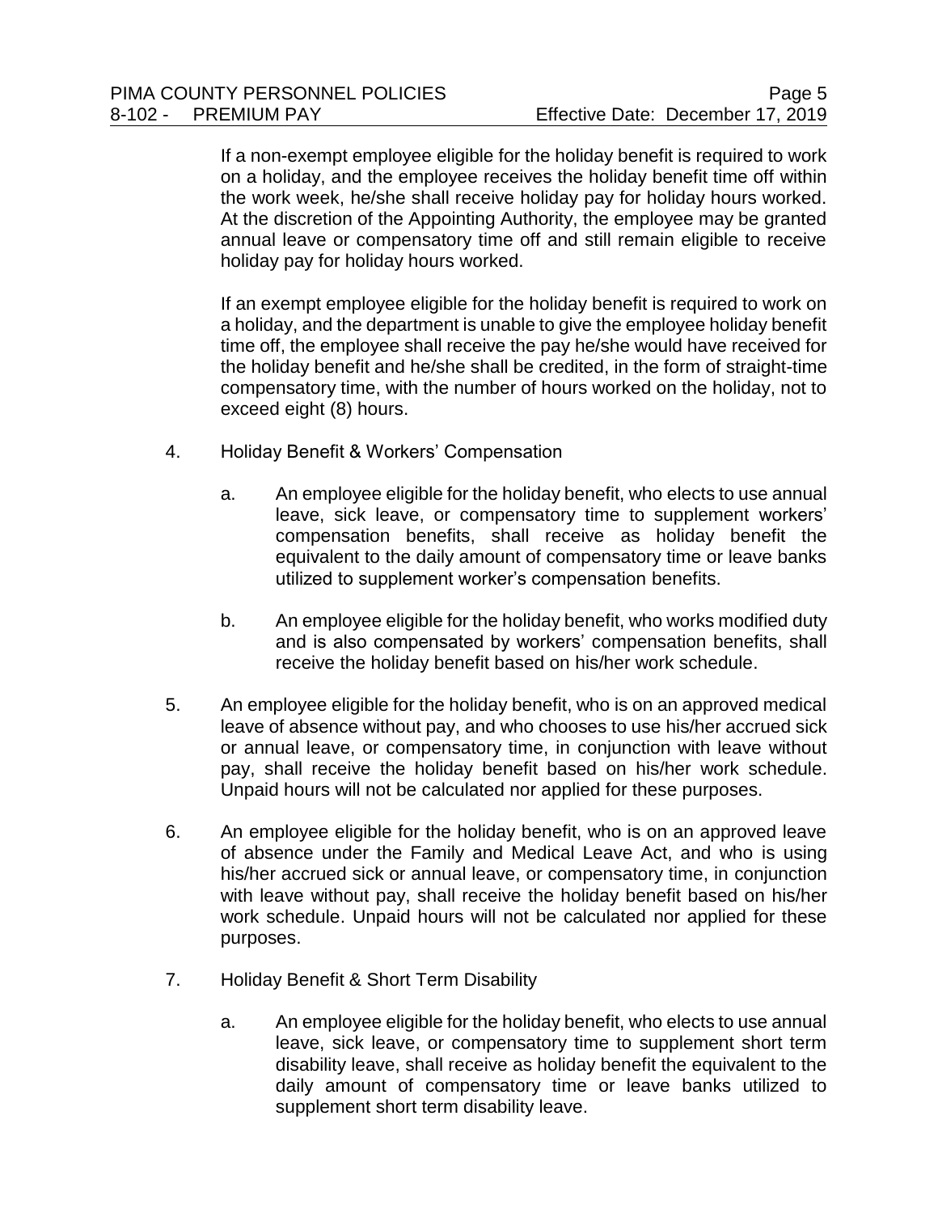If a non-exempt employee eligible for the holiday benefit is required to work on a holiday, and the employee receives the holiday benefit time off within the work week, he/she shall receive holiday pay for holiday hours worked. At the discretion of the Appointing Authority, the employee may be granted annual leave or compensatory time off and still remain eligible to receive holiday pay for holiday hours worked.

If an exempt employee eligible for the holiday benefit is required to work on a holiday, and the department is unable to give the employee holiday benefit time off, the employee shall receive the pay he/she would have received for the holiday benefit and he/she shall be credited, in the form of straight-time compensatory time, with the number of hours worked on the holiday, not to exceed eight (8) hours.

4. Holiday Benefit & Workers' Compensation

   a. An employee eligible for the holiday benefit, who elects to use annual leave, sick leave, or compensatory time to supplement workers' compensation benefits, shall receive as holiday benefit the equivalent to the daily amount of compensatory time or leave banks utilized to supplement worker's compensation benefits.

   b. An employee eligible for the holiday benefit, who works modified duty and is also compensated by workers' compensation benefits, shall receive the holiday benefit based on his/her work schedule.

5. An employee eligible for the holiday benefit, who is on an approved medical leave of absence without pay, and who chooses to use his/her accrued sick or annual leave, or compensatory time, in conjunction with leave without pay, shall receive the holiday benefit based on his/her work schedule. Unpaid hours will not be calculated nor applied for these purposes.

6. An employee eligible for the holiday benefit, who is on an approved leave of absence under the Family and Medical Leave Act, and who is using his/her accrued sick or annual leave, or compensatory time, in conjunction with leave without pay, shall receive the holiday benefit based on his/her work schedule. Unpaid hours will not be calculated nor applied for these purposes.

7. Holiday Benefit & Short Term Disability

   a. An employee eligible for the holiday benefit, who elects to use annual leave, sick leave, or compensatory time to supplement short term disability leave, shall receive as holiday benefit the equivalent to the daily amount of compensatory time or leave banks utilized to supplement short term disability leave.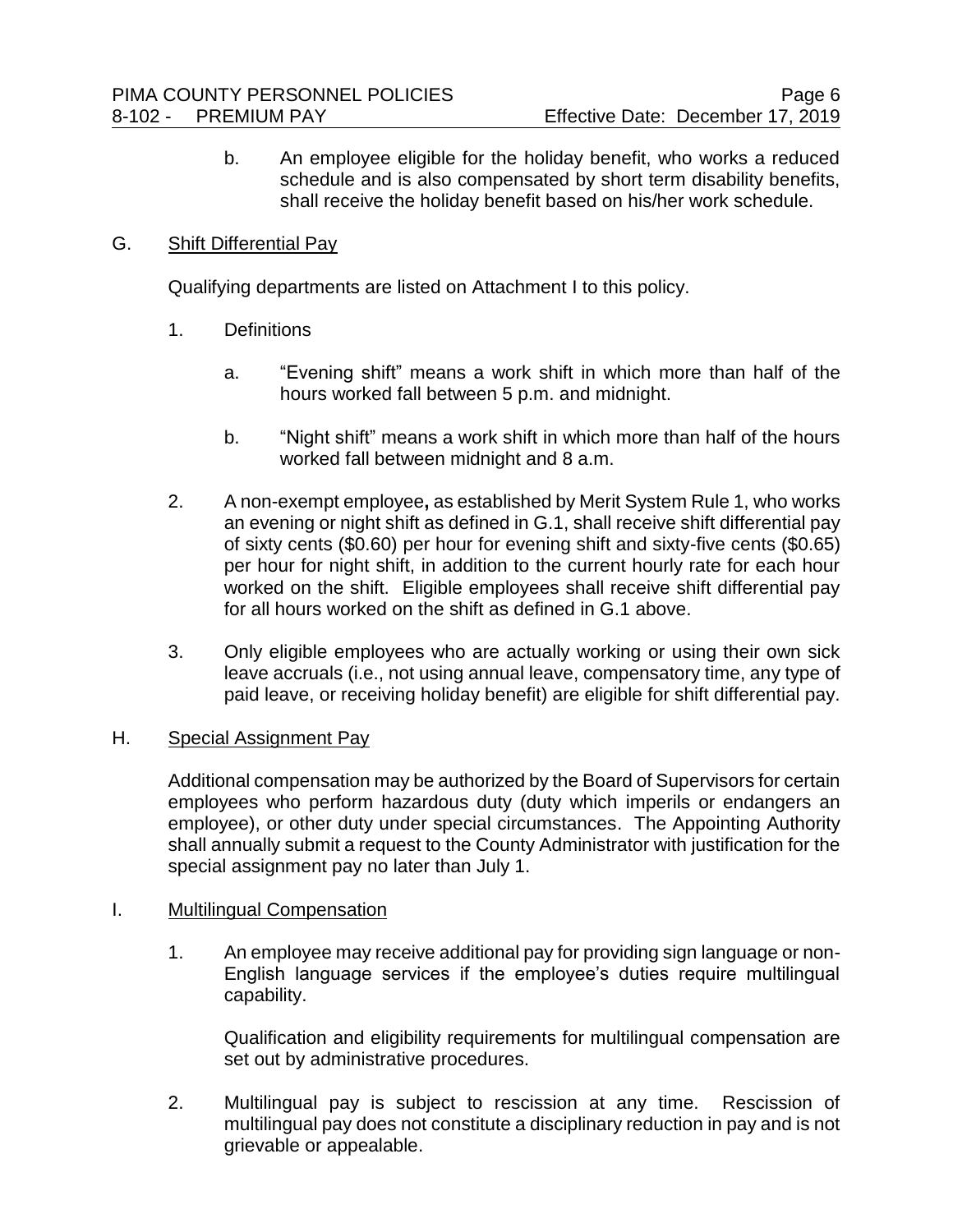b. An employee eligible for the holiday benefit, who works a reduced schedule and is also compensated by short term disability benefits, shall receive the holiday benefit based on his/her work schedule.

G. Shift Differential Pay

Qualifying departments are listed on Attachment I to this policy.

1. Definitions

    a. "Evening shift" means a work shift in which more than half of the hours worked fall between 5 p.m. and midnight.

    b. "Night shift" means a work shift in which more than half of the hours worked fall between midnight and 8 a.m.

2. A non-exempt employee**,** as established by Merit System Rule 1, who works an evening or night shift as defined in G.1, shall receive shift differential pay of sixty cents ($0.60) per hour for evening shift and sixty-five cents ($0.65) per hour for night shift, in addition to the current hourly rate for each hour worked on the shift. Eligible employees shall receive shift differential pay for all hours worked on the shift as defined in G.1 above.

3. Only eligible employees who are actually working or using their own sick leave accruals (i.e., not using annual leave, compensatory time, any type of paid leave, or receiving holiday benefit) are eligible for shift differential pay.

H. Special Assignment Pay

Additional compensation may be authorized by the Board of Supervisors for certain employees who perform hazardous duty (duty which imperils or endangers an employee), or other duty under special circumstances. The Appointing Authority shall annually submit a request to the County Administrator with justification for the special assignment pay no later than July 1.

I. Multilingual Compensation

1. An employee may receive additional pay for providing sign language or non-English language services if the employee's duties require multilingual capability.

    Qualification and eligibility requirements for multilingual compensation are set out by administrative procedures.

2. Multilingual pay is subject to rescission at any time. Rescission of multilingual pay does not constitute a disciplinary reduction in pay and is not grievable or appealable.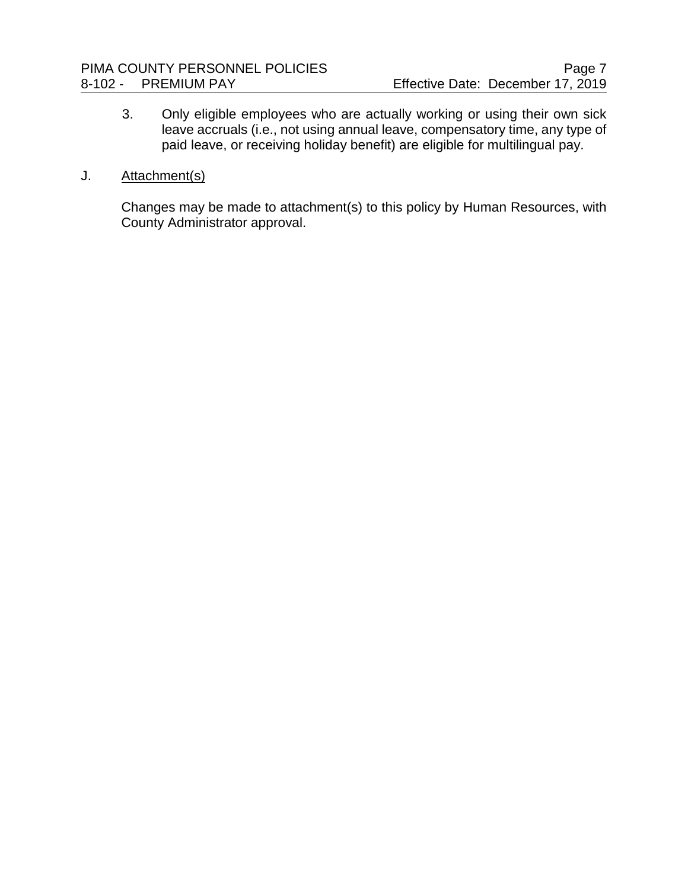3. Only eligible employees who are actually working or using their own sick leave accruals (i.e., not using annual leave, compensatory time, any type of paid leave, or receiving holiday benefit) are eligible for multilingual pay.

J. Attachment(s)

Changes may be made to attachment(s) to this policy by Human Resources, with County Administrator approval.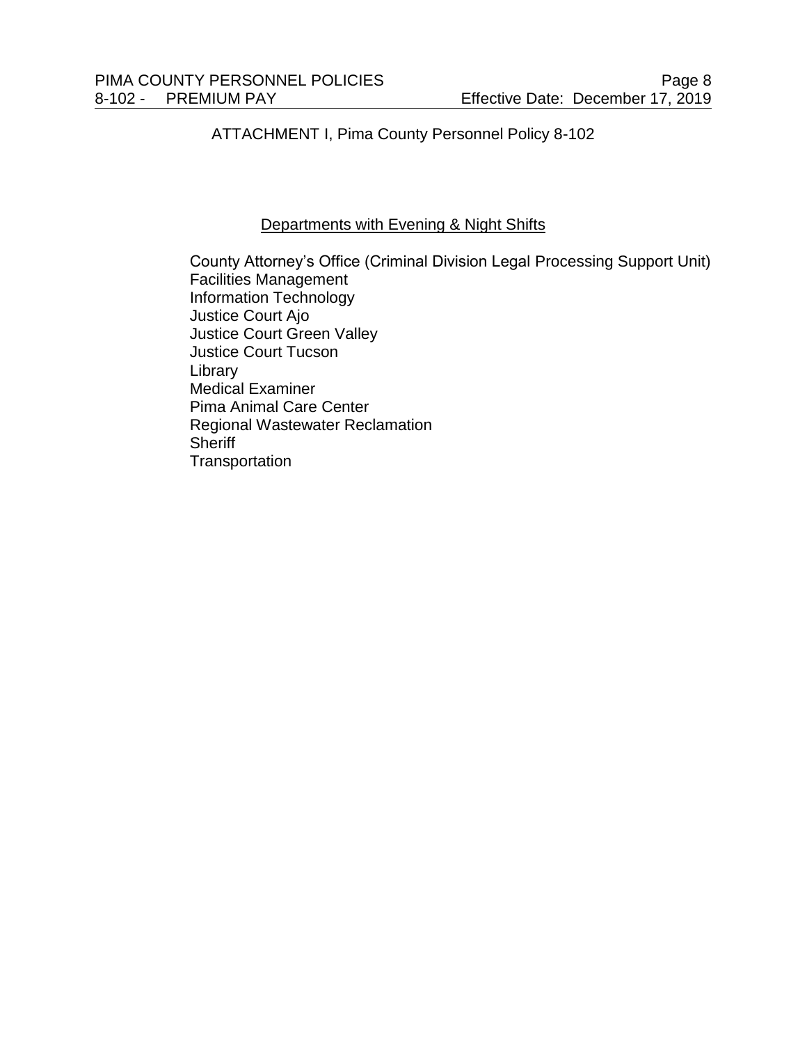ATTACHMENT I, Pima County Personnel Policy 8-102

## Departments with Evening & Night Shifts

County Attorney's Office (Criminal Division Legal Processing Support Unit)
Facilities Management
Information Technology
Justice Court Ajo
Justice Court Green Valley
Justice Court Tucson
Library
Medical Examiner
Pima Animal Care Center
Regional Wastewater Reclamation
Sheriff
Transportation